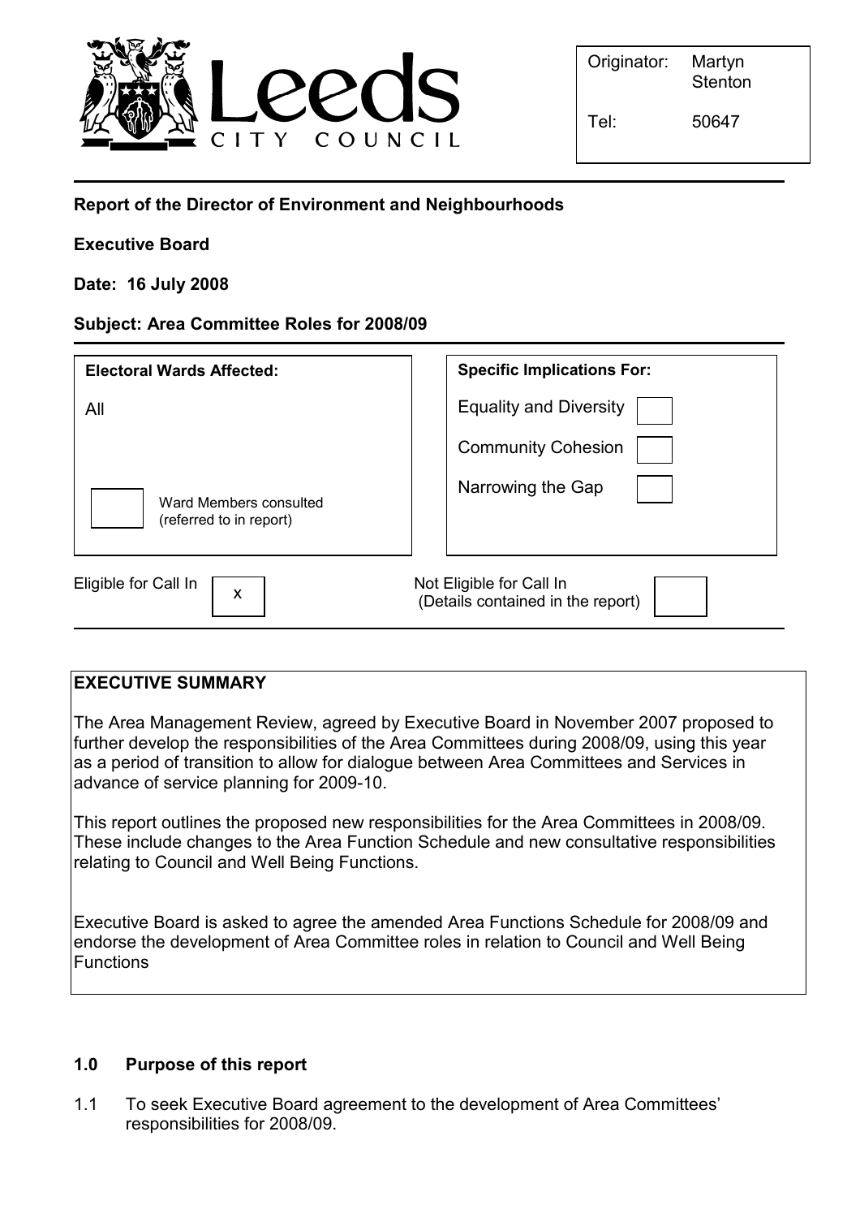Leeds CITY COUNCIL

| Originator: | Martyn Stenton |
|---|---|
| Tel: | 50647 |

**Report of the Director of Environment and Neighbourhoods**

**Executive Board**

**Date: 16 July 2008**

**Subject: Area Committee Roles for 2008/09**

| **Electoral Wards Affected:** | **Specific Implications For:** |
|---|---|
| All | Equality and Diversity ☐ |
| | Community Cohesion ☐ |
| ☐ Ward Members consulted (referred to in report) | Narrowing the Gap ☐ |

Eligible for Call In ☒ Not Eligible for Call In (Details contained in the report) ☐

## EXECUTIVE SUMMARY

The Area Management Review, agreed by Executive Board in November 2007 proposed to further develop the responsibilities of the Area Committees during 2008/09, using this year as a period of transition to allow for dialogue between Area Committees and Services in advance of service planning for 2009-10.

This report outlines the proposed new responsibilities for the Area Committees in 2008/09. These include changes to the Area Function Schedule and new consultative responsibilities relating to Council and Well Being Functions.

Executive Board is asked to agree the amended Area Functions Schedule for 2008/09 and endorse the development of Area Committee roles in relation to Council and Well Being Functions

### 1.0 Purpose of this report

1.1 To seek Executive Board agreement to the development of Area Committees' responsibilities for 2008/09.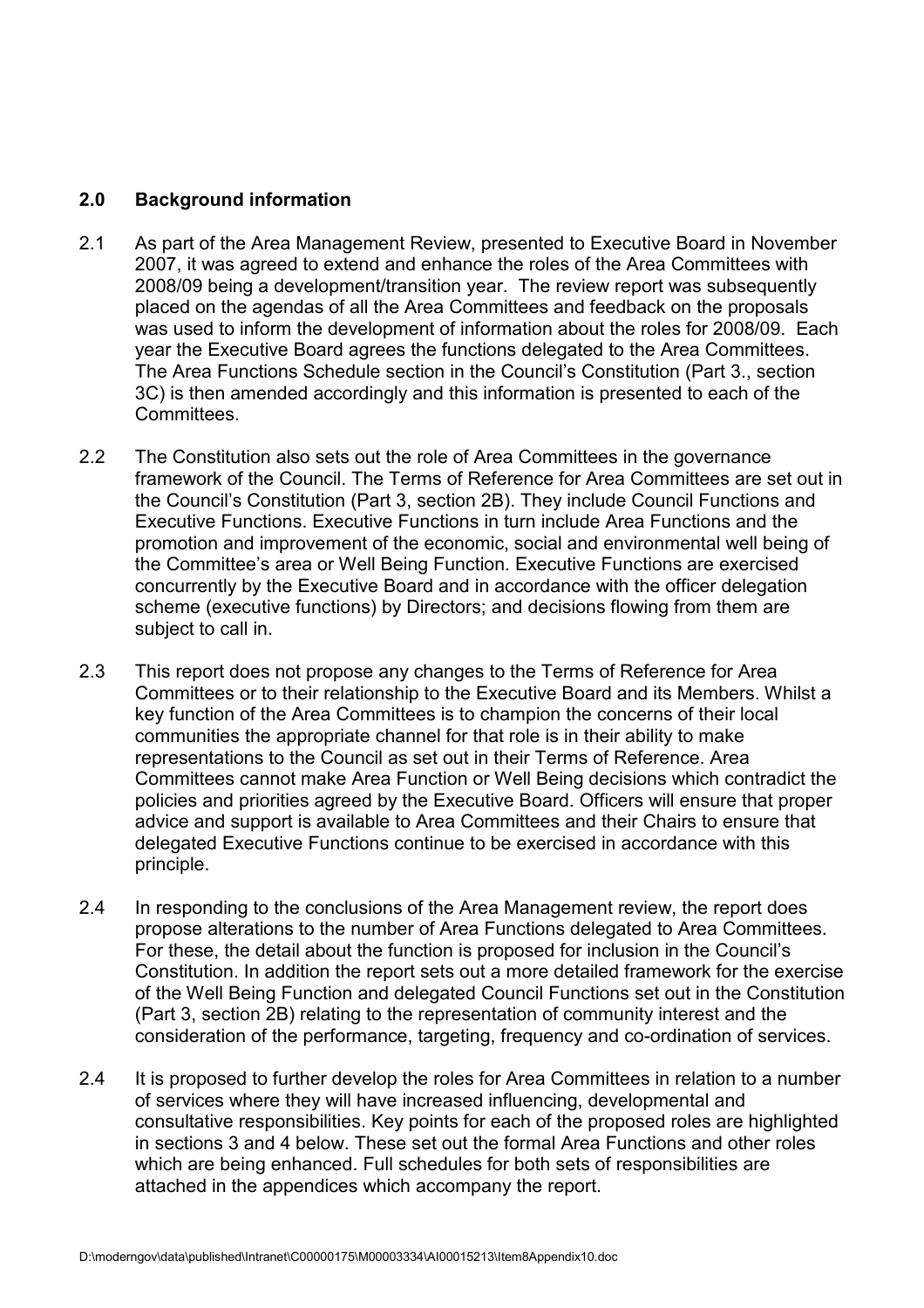## 2.0 Background information

2.1 As part of the Area Management Review, presented to Executive Board in November 2007, it was agreed to extend and enhance the roles of the Area Committees with 2008/09 being a development/transition year. The review report was subsequently placed on the agendas of all the Area Committees and feedback on the proposals was used to inform the development of information about the roles for 2008/09. Each year the Executive Board agrees the functions delegated to the Area Committees. The Area Functions Schedule section in the Council's Constitution (Part 3., section 3C) is then amended accordingly and this information is presented to each of the Committees.

2.2 The Constitution also sets out the role of Area Committees in the governance framework of the Council. The Terms of Reference for Area Committees are set out in the Council's Constitution (Part 3, section 2B). They include Council Functions and Executive Functions. Executive Functions in turn include Area Functions and the promotion and improvement of the economic, social and environmental well being of the Committee's area or Well Being Function. Executive Functions are exercised concurrently by the Executive Board and in accordance with the officer delegation scheme (executive functions) by Directors; and decisions flowing from them are subject to call in.

2.3 This report does not propose any changes to the Terms of Reference for Area Committees or to their relationship to the Executive Board and its Members. Whilst a key function of the Area Committees is to champion the concerns of their local communities the appropriate channel for that role is in their ability to make representations to the Council as set out in their Terms of Reference. Area Committees cannot make Area Function or Well Being decisions which contradict the policies and priorities agreed by the Executive Board. Officers will ensure that proper advice and support is available to Area Committees and their Chairs to ensure that delegated Executive Functions continue to be exercised in accordance with this principle.

2.4 In responding to the conclusions of the Area Management review, the report does propose alterations to the number of Area Functions delegated to Area Committees. For these, the detail about the function is proposed for inclusion in the Council's Constitution. In addition the report sets out a more detailed framework for the exercise of the Well Being Function and delegated Council Functions set out in the Constitution (Part 3, section 2B) relating to the representation of community interest and the consideration of the performance, targeting, frequency and co-ordination of services.

2.4 It is proposed to further develop the roles for Area Committees in relation to a number of services where they will have increased influencing, developmental and consultative responsibilities. Key points for each of the proposed roles are highlighted in sections 3 and 4 below. These set out the formal Area Functions and other roles which are being enhanced. Full schedules for both sets of responsibilities are attached in the appendices which accompany the report.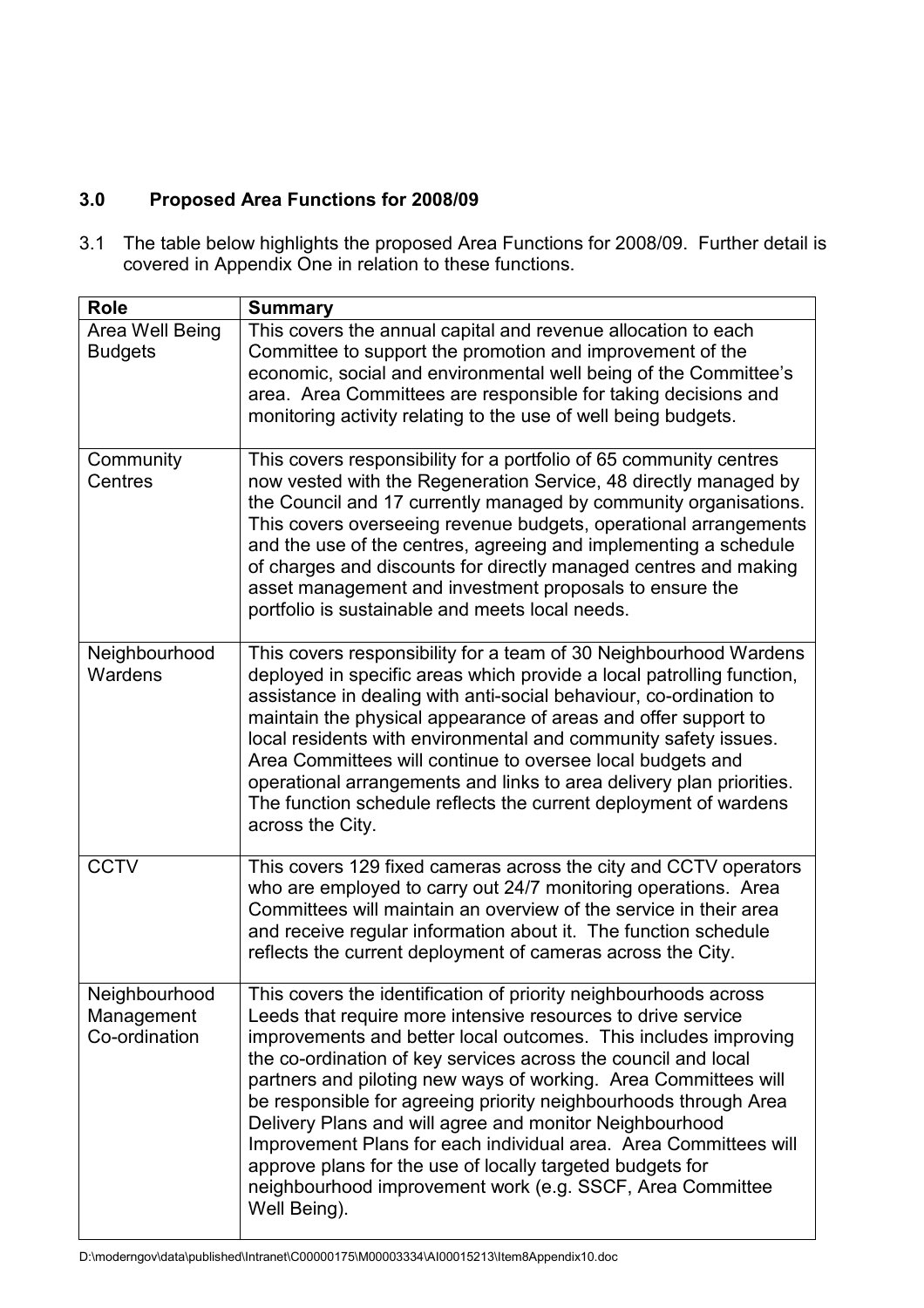## 3.0 Proposed Area Functions for 2008/09

3.1 The table below highlights the proposed Area Functions for 2008/09. Further detail is covered in Appendix One in relation to these functions.

| Role | Summary |
|---|---|
| Area Well Being Budgets | This covers the annual capital and revenue allocation to each Committee to support the promotion and improvement of the economic, social and environmental well being of the Committee's area. Area Committees are responsible for taking decisions and monitoring activity relating to the use of well being budgets. |
| Community Centres | This covers responsibility for a portfolio of 65 community centres now vested with the Regeneration Service, 48 directly managed by the Council and 17 currently managed by community organisations. This covers overseeing revenue budgets, operational arrangements and the use of the centres, agreeing and implementing a schedule of charges and discounts for directly managed centres and making asset management and investment proposals to ensure the portfolio is sustainable and meets local needs. |
| Neighbourhood Wardens | This covers responsibility for a team of 30 Neighbourhood Wardens deployed in specific areas which provide a local patrolling function, assistance in dealing with anti-social behaviour, co-ordination to maintain the physical appearance of areas and offer support to local residents with environmental and community safety issues. Area Committees will continue to oversee local budgets and operational arrangements and links to area delivery plan priorities. The function schedule reflects the current deployment of wardens across the City. |
| CCTV | This covers 129 fixed cameras across the city and CCTV operators who are employed to carry out 24/7 monitoring operations. Area Committees will maintain an overview of the service in their area and receive regular information about it. The function schedule reflects the current deployment of cameras across the City. |
| Neighbourhood Management Co-ordination | This covers the identification of priority neighbourhoods across Leeds that require more intensive resources to drive service improvements and better local outcomes. This includes improving the co-ordination of key services across the council and local partners and piloting new ways of working. Area Committees will be responsible for agreeing priority neighbourhoods through Area Delivery Plans and will agree and monitor Neighbourhood Improvement Plans for each individual area. Area Committees will approve plans for the use of locally targeted budgets for neighbourhood improvement work (e.g. SSCF, Area Committee Well Being). |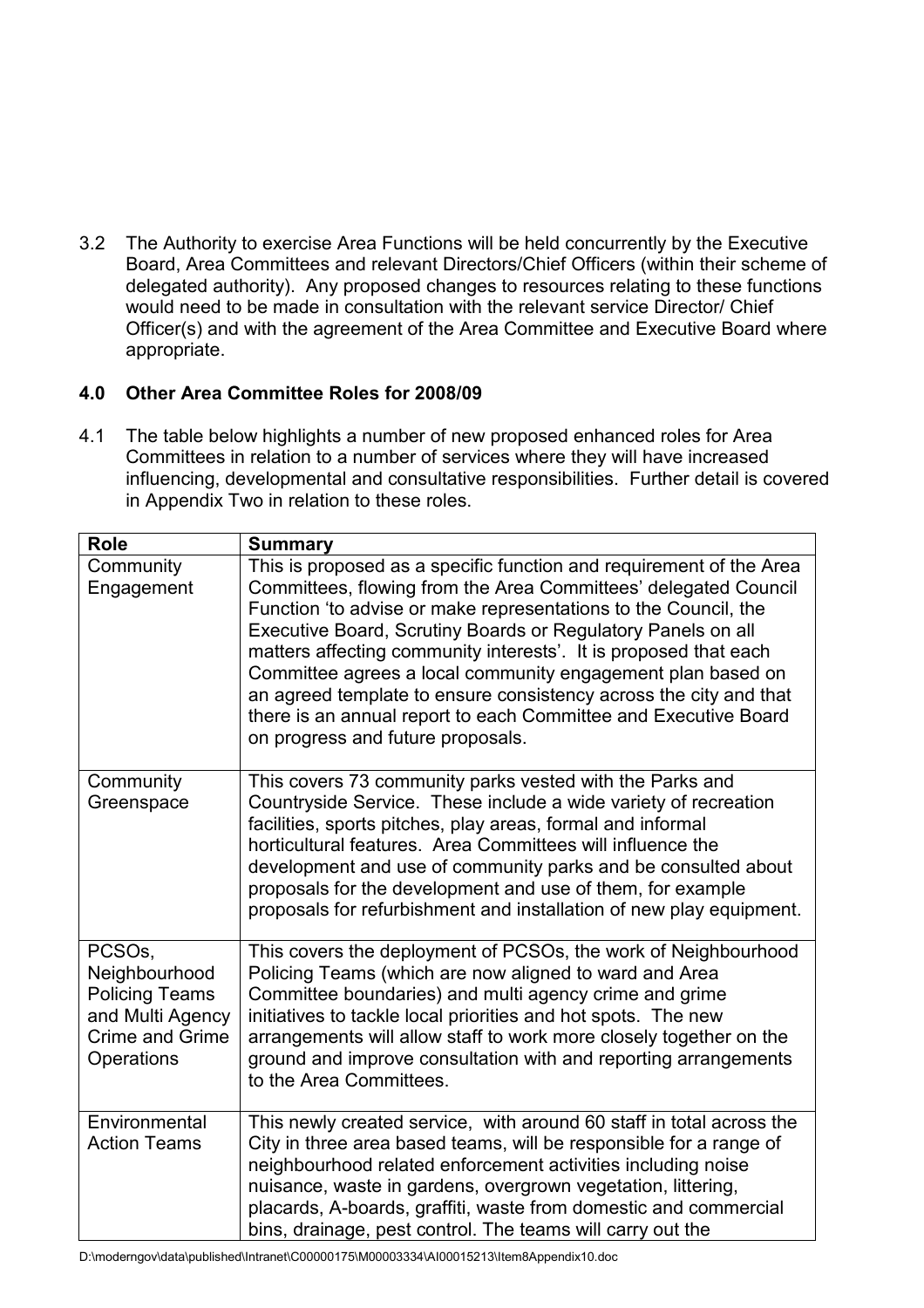3.2 The Authority to exercise Area Functions will be held concurrently by the Executive Board, Area Committees and relevant Directors/Chief Officers (within their scheme of delegated authority). Any proposed changes to resources relating to these functions would need to be made in consultation with the relevant service Director/ Chief Officer(s) and with the agreement of the Area Committee and Executive Board where appropriate.

## 4.0 Other Area Committee Roles for 2008/09

4.1 The table below highlights a number of new proposed enhanced roles for Area Committees in relation to a number of services where they will have increased influencing, developmental and consultative responsibilities. Further detail is covered in Appendix Two in relation to these roles.

| Role | Summary |
|---|---|
| Community Engagement | This is proposed as a specific function and requirement of the Area Committees, flowing from the Area Committees' delegated Council Function 'to advise or make representations to the Council, the Executive Board, Scrutiny Boards or Regulatory Panels on all matters affecting community interests'. It is proposed that each Committee agrees a local community engagement plan based on an agreed template to ensure consistency across the city and that there is an annual report to each Committee and Executive Board on progress and future proposals. |
| Community Greenspace | This covers 73 community parks vested with the Parks and Countryside Service. These include a wide variety of recreation facilities, sports pitches, play areas, formal and informal horticultural features. Area Committees will influence the development and use of community parks and be consulted about proposals for the development and use of them, for example proposals for refurbishment and installation of new play equipment. |
| PCSOs, Neighbourhood Policing Teams and Multi Agency Crime and Grime Operations | This covers the deployment of PCSOs, the work of Neighbourhood Policing Teams (which are now aligned to ward and Area Committee boundaries) and multi agency crime and grime initiatives to tackle local priorities and hot spots. The new arrangements will allow staff to work more closely together on the ground and improve consultation with and reporting arrangements to the Area Committees. |
| Environmental Action Teams | This newly created service, with around 60 staff in total across the City in three area based teams, will be responsible for a range of neighbourhood related enforcement activities including noise nuisance, waste in gardens, overgrown vegetation, littering, placards, A-boards, graffiti, waste from domestic and commercial bins, drainage, pest control. The teams will carry out the |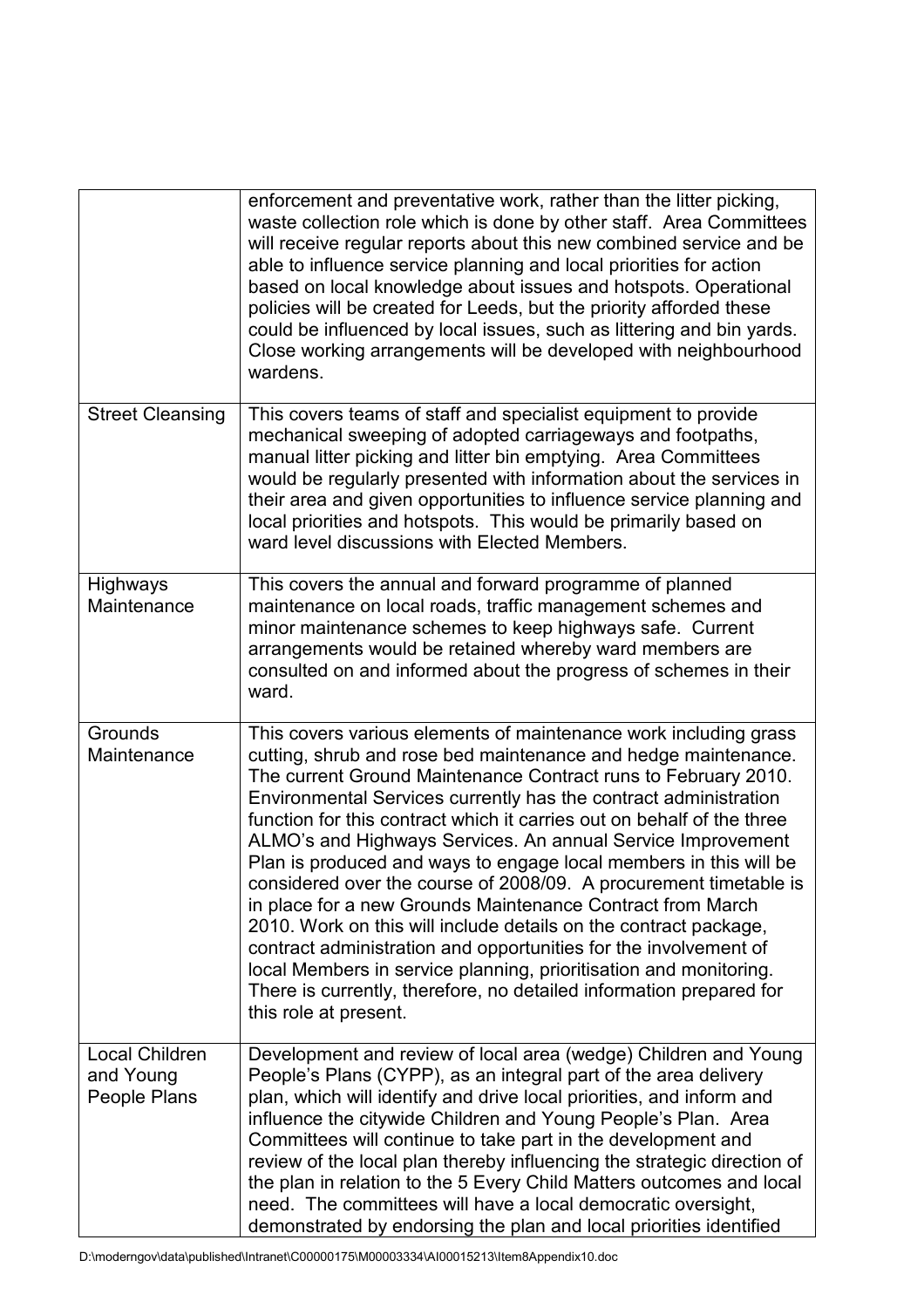| | |
|---|---|
| | enforcement and preventative work, rather than the litter picking, waste collection role which is done by other staff. Area Committees will receive regular reports about this new combined service and be able to influence service planning and local priorities for action based on local knowledge about issues and hotspots. Operational policies will be created for Leeds, but the priority afforded these could be influenced by local issues, such as littering and bin yards. Close working arrangements will be developed with neighbourhood wardens. |
| Street Cleansing | This covers teams of staff and specialist equipment to provide mechanical sweeping of adopted carriageways and footpaths, manual litter picking and litter bin emptying. Area Committees would be regularly presented with information about the services in their area and given opportunities to influence service planning and local priorities and hotspots. This would be primarily based on ward level discussions with Elected Members. |
| Highways Maintenance | This covers the annual and forward programme of planned maintenance on local roads, traffic management schemes and minor maintenance schemes to keep highways safe. Current arrangements would be retained whereby ward members are consulted on and informed about the progress of schemes in their ward. |
| Grounds Maintenance | This covers various elements of maintenance work including grass cutting, shrub and rose bed maintenance and hedge maintenance. The current Ground Maintenance Contract runs to February 2010. Environmental Services currently has the contract administration function for this contract which it carries out on behalf of the three ALMO's and Highways Services. An annual Service Improvement Plan is produced and ways to engage local members in this will be considered over the course of 2008/09. A procurement timetable is in place for a new Grounds Maintenance Contract from March 2010. Work on this will include details on the contract package, contract administration and opportunities for the involvement of local Members in service planning, prioritisation and monitoring. There is currently, therefore, no detailed information prepared for this role at present. |
| Local Children and Young People Plans | Development and review of local area (wedge) Children and Young People's Plans (CYPP), as an integral part of the area delivery plan, which will identify and drive local priorities, and inform and influence the citywide Children and Young People's Plan. Area Committees will continue to take part in the development and review of the local plan thereby influencing the strategic direction of the plan in relation to the 5 Every Child Matters outcomes and local need. The committees will have a local democratic oversight, demonstrated by endorsing the plan and local priorities identified |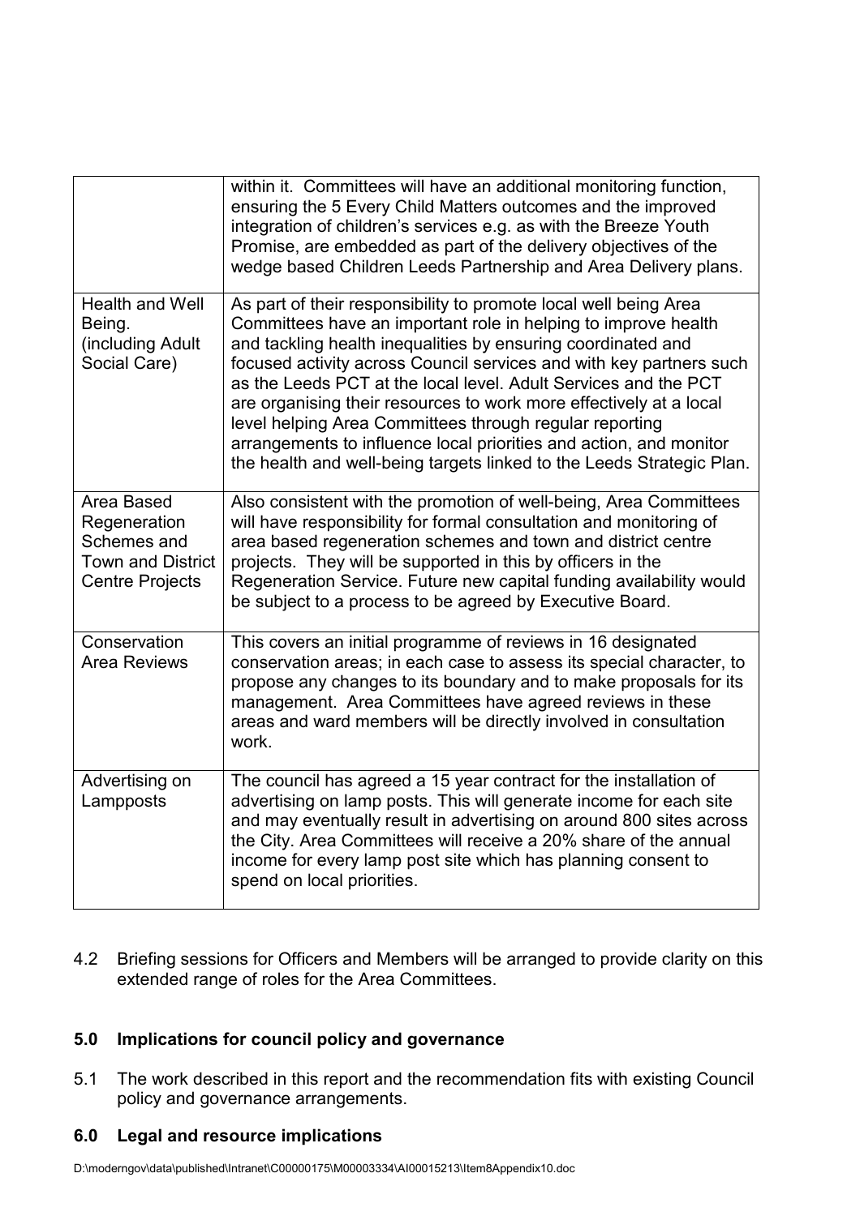| | |
|---|---|
| | within it. Committees will have an additional monitoring function, ensuring the 5 Every Child Matters outcomes and the improved integration of children's services e.g. as with the Breeze Youth Promise, are embedded as part of the delivery objectives of the wedge based Children Leeds Partnership and Area Delivery plans. |
| Health and Well Being. (including Adult Social Care) | As part of their responsibility to promote local well being Area Committees have an important role in helping to improve health and tackling health inequalities by ensuring coordinated and focused activity across Council services and with key partners such as the Leeds PCT at the local level. Adult Services and the PCT are organising their resources to work more effectively at a local level helping Area Committees through regular reporting arrangements to influence local priorities and action, and monitor the health and well-being targets linked to the Leeds Strategic Plan. |
| Area Based Regeneration Schemes and Town and District Centre Projects | Also consistent with the promotion of well-being, Area Committees will have responsibility for formal consultation and monitoring of area based regeneration schemes and town and district centre projects. They will be supported in this by officers in the Regeneration Service. Future new capital funding availability would be subject to a process to be agreed by Executive Board. |
| Conservation Area Reviews | This covers an initial programme of reviews in 16 designated conservation areas; in each case to assess its special character, to propose any changes to its boundary and to make proposals for its management. Area Committees have agreed reviews in these areas and ward members will be directly involved in consultation work. |
| Advertising on Lampposts | The council has agreed a 15 year contract for the installation of advertising on lamp posts. This will generate income for each site and may eventually result in advertising on around 800 sites across the City. Area Committees will receive a 20% share of the annual income for every lamp post site which has planning consent to spend on local priorities. |

4.2 Briefing sessions for Officers and Members will be arranged to provide clarity on this extended range of roles for the Area Committees.

## 5.0 Implications for council policy and governance

5.1 The work described in this report and the recommendation fits with existing Council policy and governance arrangements.

## 6.0 Legal and resource implications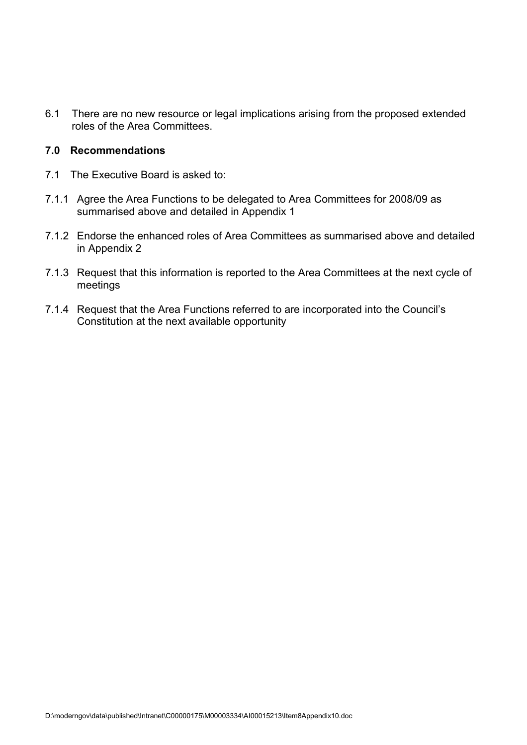6.1 There are no new resource or legal implications arising from the proposed extended roles of the Area Committees.

## 7.0 Recommendations

7.1 The Executive Board is asked to:

7.1.1 Agree the Area Functions to be delegated to Area Committees for 2008/09 as summarised above and detailed in Appendix 1

7.1.2 Endorse the enhanced roles of Area Committees as summarised above and detailed in Appendix 2

7.1.3 Request that this information is reported to the Area Committees at the next cycle of meetings

7.1.4 Request that the Area Functions referred to are incorporated into the Council's Constitution at the next available opportunity